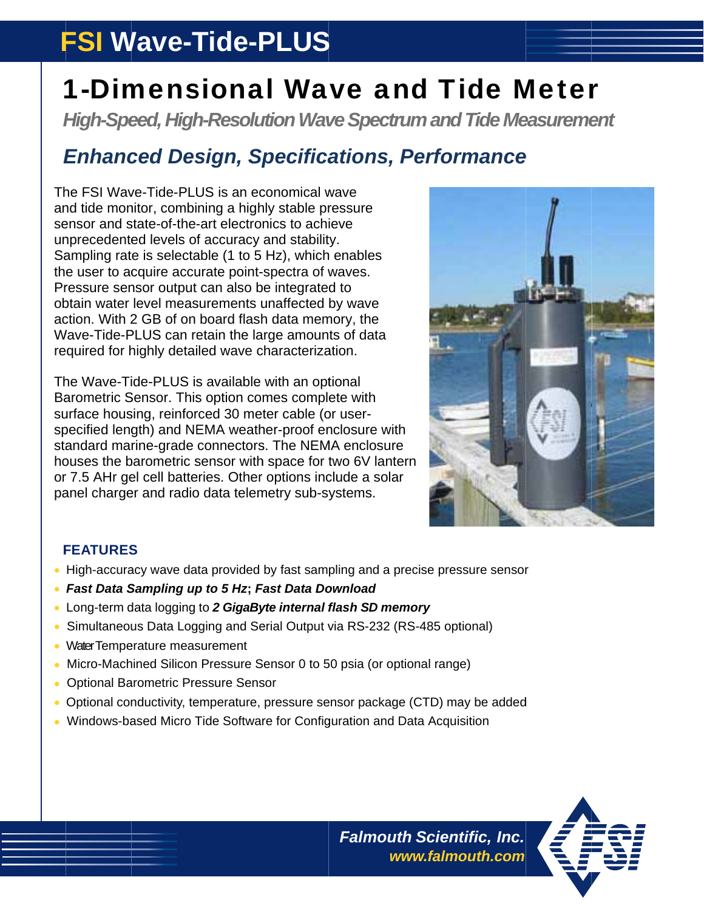# FSI Wave-Tide-PLUS

## 1-Dimensional Wave and Tide Meter

***High-Speed, High-Resolution Wave Spectrum and Tide Measurement***

## *Enhanced Design, Specifications, Performance*

The FSI Wave-Tide-PLUS is an economical wave and tide monitor, combining a highly stable pressure sensor and state-of-the-art electronics to achieve unprecedented levels of accuracy and stability. Sampling rate is selectable (1 to 5 Hz), which enables the user to acquire accurate point-spectra of waves. Pressure sensor output can also be integrated to obtain water level measurements unaffected by wave action. With 2 GB of on board flash data memory, the Wave-Tide-PLUS can retain the large amounts of data required for highly detailed wave characterization.

The Wave-Tide-PLUS is available with an optional Barometric Sensor. This option comes complete with surface housing, reinforced 30 meter cable (or user-specified length) and NEMA weather-proof enclosure with standard marine-grade connectors. The NEMA enclosure houses the barometric sensor with space for two 6V lantern or 7.5 AHr gel cell batteries. Other options include a solar panel charger and radio data telemetry sub-systems.

### FEATURES

- High-accuracy wave data provided by fast sampling and a precise pressure sensor
- ***Fast Data Sampling up to 5 Hz*****;** ***Fast Data Download***
- Long-term data logging to ***2 GigaByte internal flash SD memory***
- Simultaneous Data Logging and Serial Output via RS-232 (RS-485 optional)
- Water Temperature measurement
- Micro-Machined Silicon Pressure Sensor 0 to 50 psia (or optional range)
- Optional Barometric Pressure Sensor
- Optional conductivity, temperature, pressure sensor package (CTD) may be added
- Windows-based Micro Tide Software for Configuration and Data Acquisition

***Falmouth Scientific, Inc.***
***www.falmouth.com***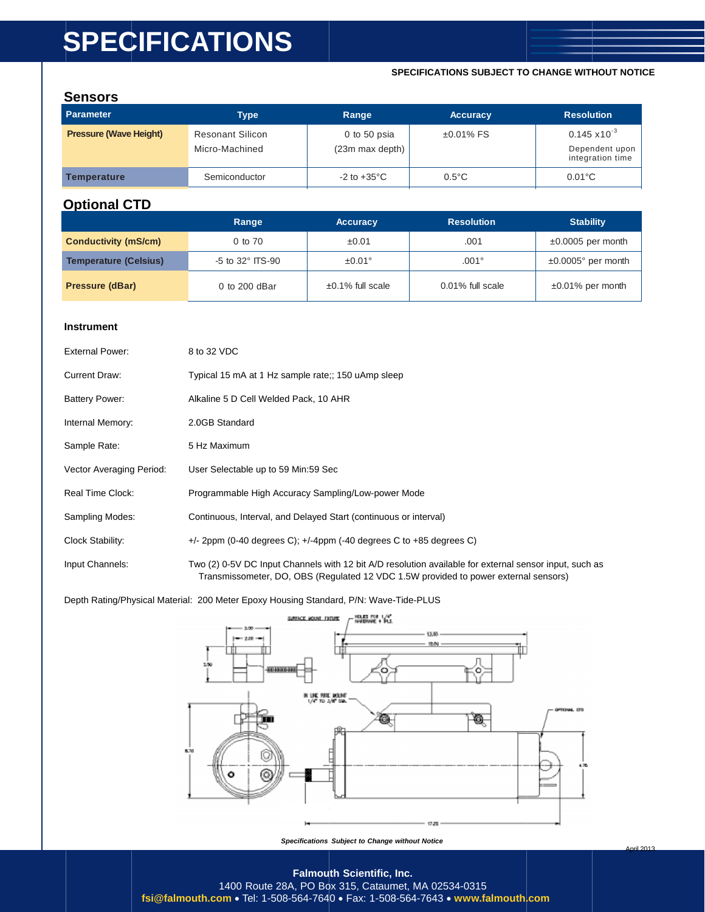# SPECIFICATIONS

**SPECIFICATIONS SUBJECT TO CHANGE WITHOUT NOTICE**

## Sensors

| Parameter | Type | Range | Accuracy | Resolution |
|---|---|---|---|---|
| **Pressure (Wave Height)** | Resonant Silicon Micro-Machined | 0 to 50 psia (23m max depth) | ±0.01% FS | 0.145 x$10^{-3}$ Dependent upon integration time |
| **Temperature** | Semiconductor | -2 to +35°C | 0.5°C | 0.01°C |

## Optional CTD

| | Range | Accuracy | Resolution | Stability |
|---|---|---|---|---|
| **Conductivity (mS/cm)** | 0 to 70 | ±0.01 | .001 | ±0.0005 per month |
| **Temperature (Celsius)** | -5 to 32° ITS-90 | ±0.01° | .001° | ±0.0005° per month |
| **Pressure (dBar)** | 0 to 200 dBar | ±0.1% full scale | 0.01% full scale | ±0.01% per month |

### Instrument

| | |
|---|---|
| External Power: | 8 to 32 VDC |
| Current Draw: | Typical 15 mA at 1 Hz sample rate;; 150 uAmp sleep |
| Battery Power: | Alkaline 5 D Cell Welded Pack, 10 AHR |
| Internal Memory: | 2.0GB Standard |
| Sample Rate: | 5 Hz Maximum |
| Vector Averaging Period: | User Selectable up to 59 Min:59 Sec |
| Real Time Clock: | Programmable High Accuracy Sampling/Low-power Mode |
| Sampling Modes: | Continuous, Interval, and Delayed Start (continuous or interval) |
| Clock Stability: | +/- 2ppm (0-40 degrees C); +/-4ppm (-40 degrees C to +85 degrees C) |
| Input Channels: | Two (2) 0-5V DC Input Channels with 12 bit A/D resolution available for external sensor input, such as Transmissometer, DO, OBS (Regulated 12 VDC 1.5W provided to power external sensors) |

Depth Rating/Physical Material: 200 Meter Epoxy Housing Standard, P/N: Wave-Tide-PLUS

SURFACE MOUNT FIXTURE
HOLES FOR 1/4" HARDWARE 4 PLS.
3.00
2.00
2.50
13.88
12.00
IN LINE PIPE MOUNT 1/4" TO 3/8" DIA.
OPTIONAL CTD
6.76
4.75
17.25

*Specifications Subject to Change without Notice*

April 2013

**Falmouth Scientific, Inc.**
1400 Route 28A, PO Box 315, Cataumet, MA 02534-0315
**fsi@falmouth.com** • Tel: 1-508-564-7640 • Fax: 1-508-564-7643 • **www.falmouth.com**